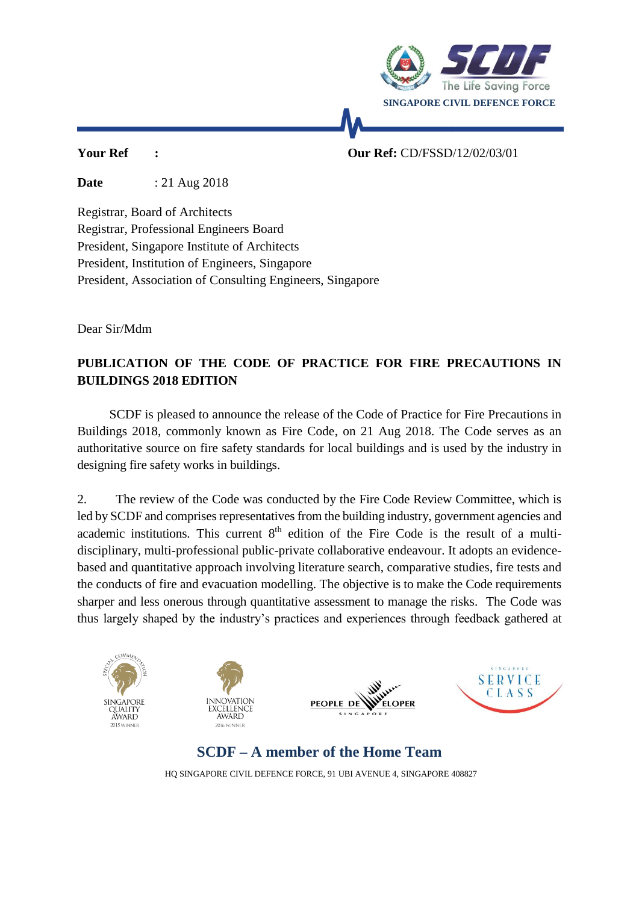**Your Ref :** **Our Ref:** CD/FSSD/12/02/03/01

**Date** : 21 Aug 2018

Registrar, Board of Architects
Registrar, Professional Engineers Board
President, Singapore Institute of Architects
President, Institution of Engineers, Singapore
President, Association of Consulting Engineers, Singapore

Dear Sir/Mdm

**PUBLICATION OF THE CODE OF PRACTICE FOR FIRE PRECAUTIONS IN BUILDINGS 2018 EDITION**

SCDF is pleased to announce the release of the Code of Practice for Fire Precautions in Buildings 2018, commonly known as Fire Code, on 21 Aug 2018. The Code serves as an authoritative source on fire safety standards for local buildings and is used by the industry in designing fire safety works in buildings.

2. The review of the Code was conducted by the Fire Code Review Committee, which is led by SCDF and comprises representatives from the building industry, government agencies and academic institutions. This current 8th edition of the Fire Code is the result of a multi-disciplinary, multi-professional public-private collaborative endeavour. It adopts an evidence-based and quantitative approach involving literature search, comparative studies, fire tests and the conducts of fire and evacuation modelling. The objective is to make the Code requirements sharper and less onerous through quantitative assessment to manage the risks. The Code was thus largely shaped by the industry's practices and experiences through feedback gathered at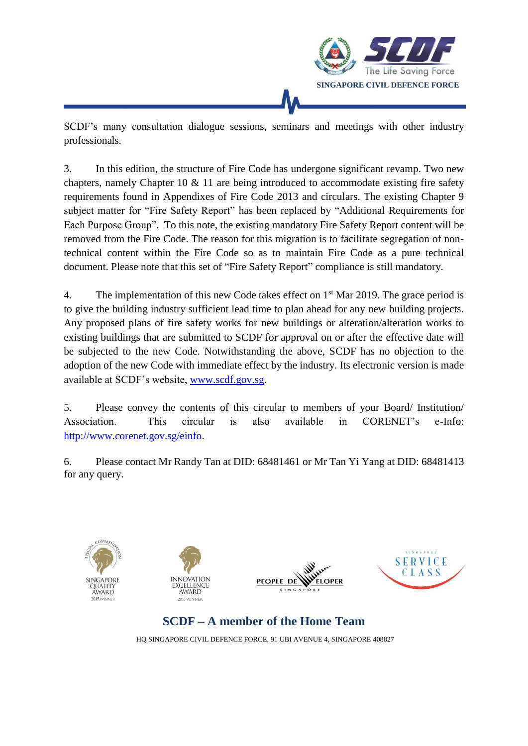SCDF's many consultation dialogue sessions, seminars and meetings with other industry professionals.

3. In this edition, the structure of Fire Code has undergone significant revamp. Two new chapters, namely Chapter 10 & 11 are being introduced to accommodate existing fire safety requirements found in Appendixes of Fire Code 2013 and circulars. The existing Chapter 9 subject matter for "Fire Safety Report" has been replaced by "Additional Requirements for Each Purpose Group". To this note, the existing mandatory Fire Safety Report content will be removed from the Fire Code. The reason for this migration is to facilitate segregation of non-technical content within the Fire Code so as to maintain Fire Code as a pure technical document. Please note that this set of "Fire Safety Report" compliance is still mandatory.

4. The implementation of this new Code takes effect on 1st Mar 2019. The grace period is to give the building industry sufficient lead time to plan ahead for any new building projects. Any proposed plans of fire safety works for new buildings or alteration/alteration works to existing buildings that are submitted to SCDF for approval on or after the effective date will be subjected to the new Code. Notwithstanding the above, SCDF has no objection to the adoption of the new Code with immediate effect by the industry. Its electronic version is made available at SCDF's website, www.scdf.gov.sg.

5. Please convey the contents of this circular to members of your Board/ Institution/ Association. This circular is also available in CORENET's e-Info: http://www.corenet.gov.sg/einfo.

6. Please contact Mr Randy Tan at DID: 68481461 or Mr Tan Yi Yang at DID: 68481413 for any query.

**SCDF – A member of the Home Team**

HQ SINGAPORE CIVIL DEFENCE FORCE, 91 UBI AVENUE 4, SINGAPORE 408827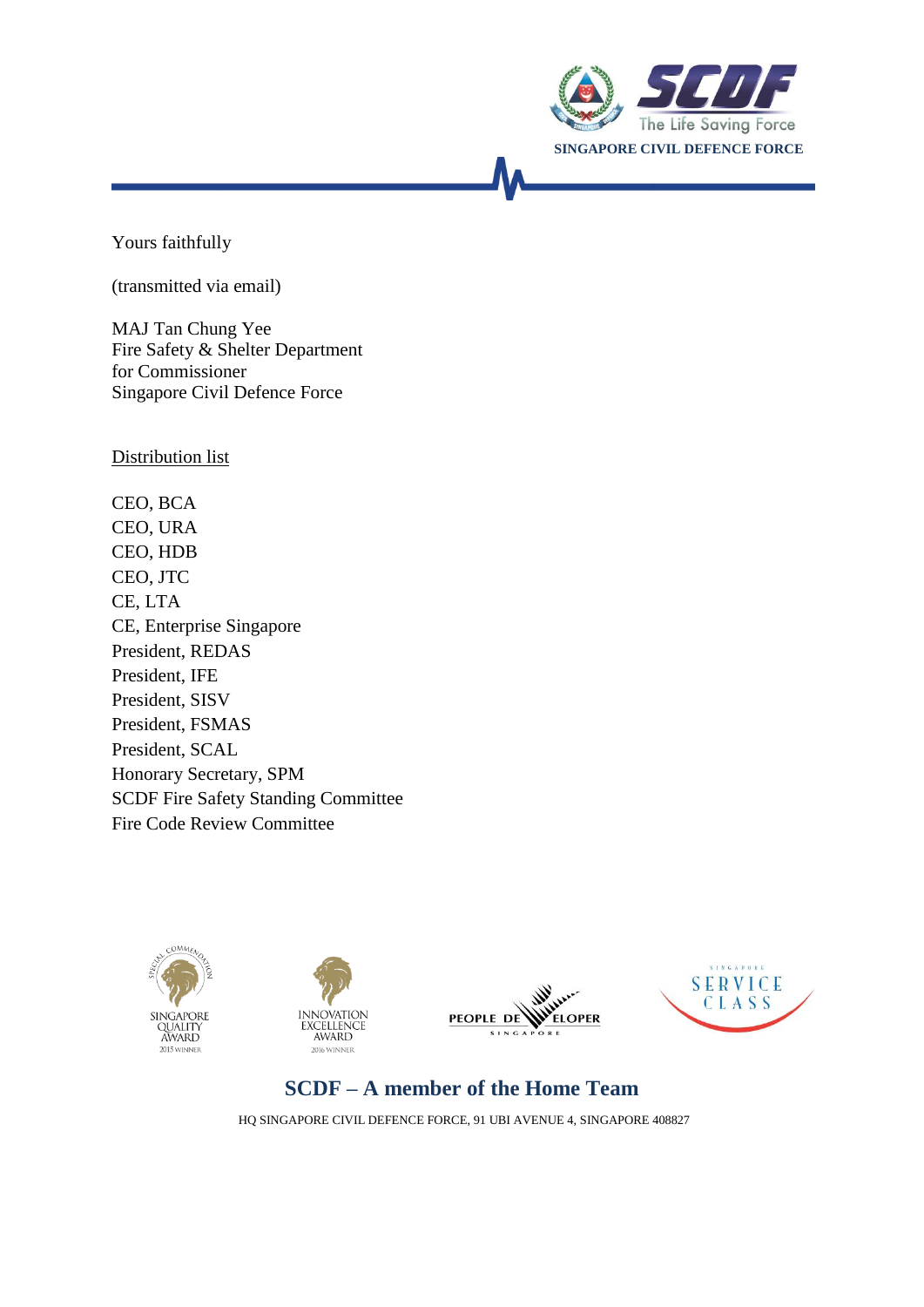Yours faithfully

(transmitted via email)

MAJ Tan Chung Yee
Fire Safety & Shelter Department
for Commissioner
Singapore Civil Defence Force

Distribution list

CEO, BCA
CEO, URA
CEO, HDB
CEO, JTC
CE, LTA
CE, Enterprise Singapore
President, REDAS
President, IFE
President, SISV
President, FSMAS
President, SCAL
Honorary Secretary, SPM
SCDF Fire Safety Standing Committee
Fire Code Review Committee